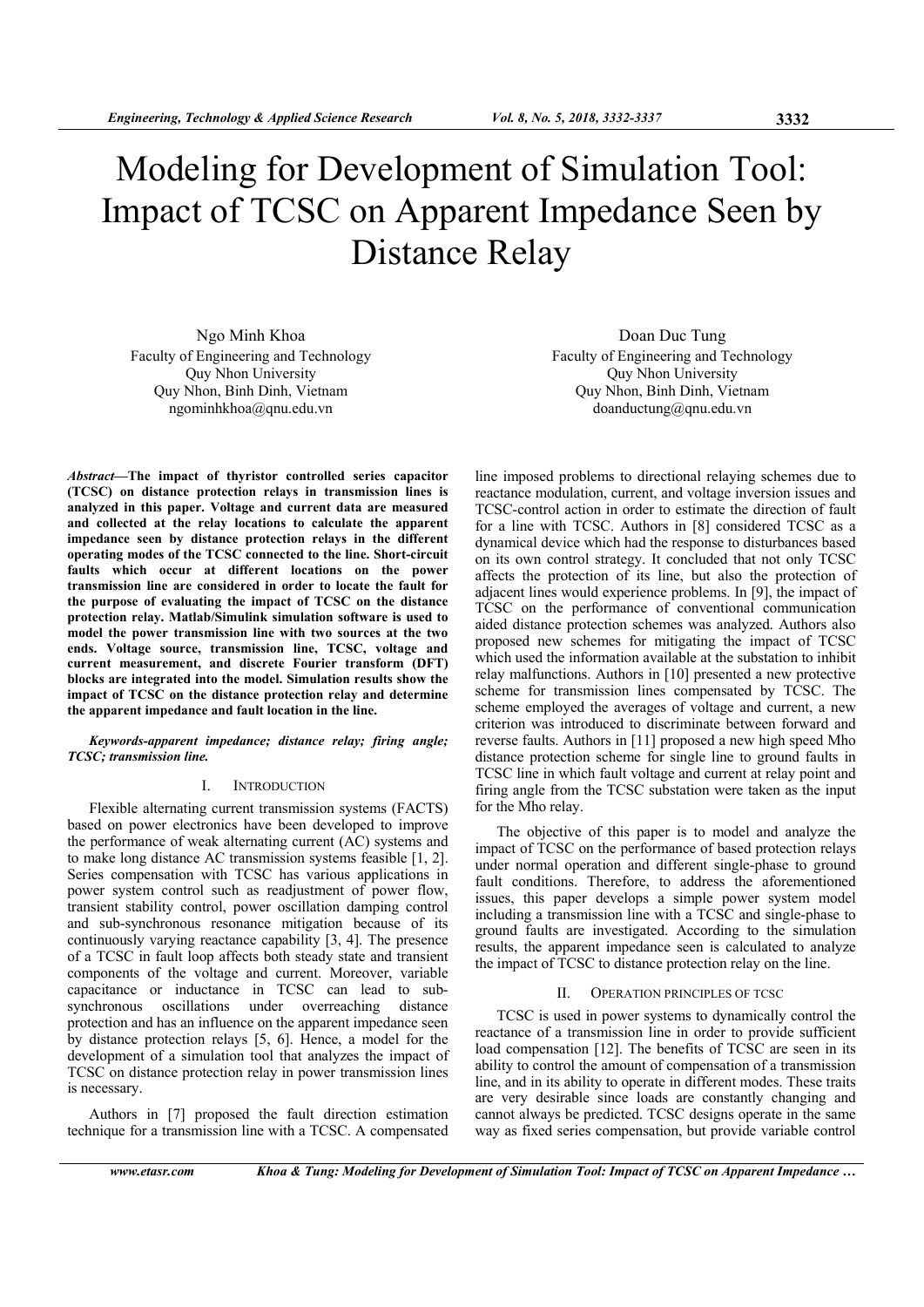# Modeling for Development of Simulation Tool: Impact of TCSC on Apparent Impedance Seen by Distance Relay

Ngo Minh Khoa
Faculty of Engineering and Technology
Quy Nhon University
Quy Nhon, Binh Dinh, Vietnam
ngominhkhoa@qnu.edu.vn

Doan Duc Tung
Faculty of Engineering and Technology
Quy Nhon University
Quy Nhon, Binh Dinh, Vietnam
doanductung@qnu.edu.vn

***Abstract*—The impact of thyristor controlled series capacitor (TCSC) on distance protection relays in transmission lines is analyzed in this paper. Voltage and current data are measured and collected at the relay locations to calculate the apparent impedance seen by distance protection relays in the different operating modes of the TCSC connected to the line. Short-circuit faults which occur at different locations on the power transmission line are considered in order to locate the fault for the purpose of evaluating the impact of TCSC on the distance protection relay. Matlab/Simulink simulation software is used to model the power transmission line with two sources at the two ends. Voltage source, transmission line, TCSC, voltage and current measurement, and discrete Fourier transform (DFT) blocks are integrated into the model. Simulation results show the impact of TCSC on the distance protection relay and determine the apparent impedance and fault location in the line.**

***Keywords-apparent impedance; distance relay; firing angle; TCSC; transmission line.***

## I. INTRODUCTION

Flexible alternating current transmission systems (FACTS) based on power electronics have been developed to improve the performance of weak alternating current (AC) systems and to make long distance AC transmission systems feasible [1, 2]. Series compensation with TCSC has various applications in power system control such as readjustment of power flow, transient stability control, power oscillation damping control and sub-synchronous resonance mitigation because of its continuously varying reactance capability [3, 4]. The presence of a TCSC in fault loop affects both steady state and transient components of the voltage and current. Moreover, variable capacitance or inductance in TCSC can lead to sub-synchronous oscillations under overreaching distance protection and has an influence on the apparent impedance seen by distance protection relays [5, 6]. Hence, a model for the development of a simulation tool that analyzes the impact of TCSC on distance protection relay in power transmission lines is necessary.

Authors in [7] proposed the fault direction estimation technique for a transmission line with a TCSC. A compensated line imposed problems to directional relaying schemes due to reactance modulation, current, and voltage inversion issues and TCSC-control action in order to estimate the direction of fault for a line with TCSC. Authors in [8] considered TCSC as a dynamical device which had the response to disturbances based on its own control strategy. It concluded that not only TCSC affects the protection of its line, but also the protection of adjacent lines would experience problems. In [9], the impact of TCSC on the performance of conventional communication aided distance protection schemes was analyzed. Authors also proposed new schemes for mitigating the impact of TCSC which used the information available at the substation to inhibit relay malfunctions. Authors in [10] presented a new protective scheme for transmission lines compensated by TCSC. The scheme employed the averages of voltage and current, a new criterion was introduced to discriminate between forward and reverse faults. Authors in [11] proposed a new high speed Mho distance protection scheme for single line to ground faults in TCSC line in which fault voltage and current at relay point and firing angle from the TCSC substation were taken as the input for the Mho relay.

The objective of this paper is to model and analyze the impact of TCSC on the performance of based protection relays under normal operation and different single-phase to ground fault conditions. Therefore, to address the aforementioned issues, this paper develops a simple power system model including a transmission line with a TCSC and single-phase to ground faults are investigated. According to the simulation results, the apparent impedance seen is calculated to analyze the impact of TCSC to distance protection relay on the line.

## II. OPERATION PRINCIPLES OF TCSC

TCSC is used in power systems to dynamically control the reactance of a transmission line in order to provide sufficient load compensation [12]. The benefits of TCSC are seen in its ability to control the amount of compensation of a transmission line, and in its ability to operate in different modes. These traits are very desirable since loads are constantly changing and cannot always be predicted. TCSC designs operate in the same way as fixed series compensation, but provide variable control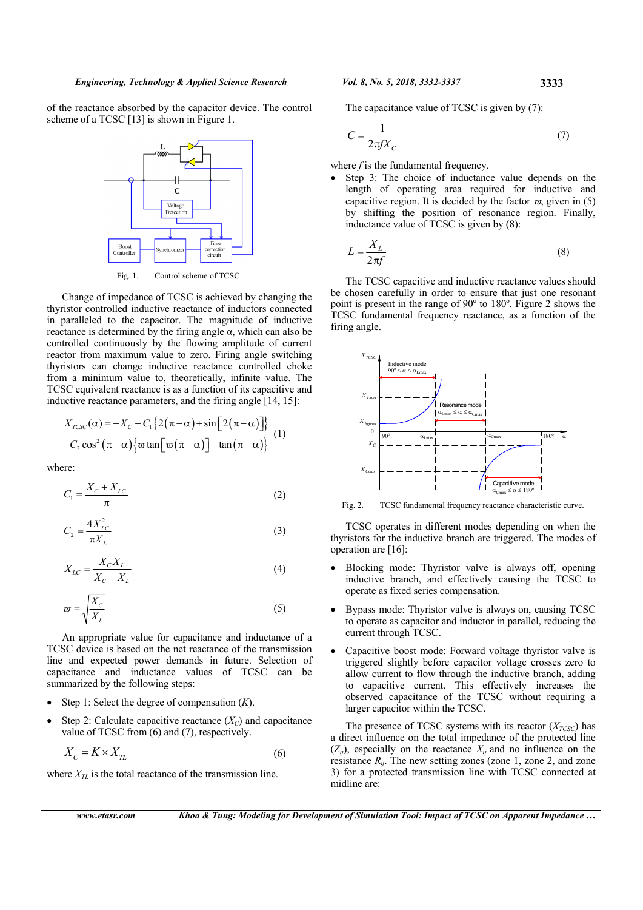of the reactance absorbed by the capacitor device. The control scheme of a TCSC [13] is shown in Figure 1.

Fig. 1. Control scheme of TCSC.

Change of impedance of TCSC is achieved by changing the thyristor controlled inductive reactance of inductors connected in paralleled to the capacitor. The magnitude of inductive reactance is determined by the firing angle α, which can also be controlled continuously by the flowing amplitude of current reactor from maximum value to zero. Firing angle switching thyristors can change inductive reactance controlled choke from a minimum value to, theoretically, infinite value. The TCSC equivalent reactance is as a function of its capacitive and inductive reactance parameters, and the firing angle [14, 15]:

$$X_{TCSC}(\alpha) = -X_C + C_1\left\{2(\pi-\alpha)+\sin\left[2(\pi-\alpha)\right]\right\} -C_2\cos^2(\pi-\alpha)\left\{\varpi\tan\left[\varpi(\pi-\alpha)\right]-\tan(\pi-\alpha)\right\} \quad (1)$$

where:

$$C_1 = \frac{X_C + X_{LC}}{\pi} \quad (2)$$

$$C_2 = \frac{4X_{LC}^2}{\pi X_L} \quad (3)$$

$$X_{LC} = \frac{X_C X_L}{X_C - X_L} \quad (4)$$

$$\varpi = \sqrt{\frac{X_C}{X_L}} \quad (5)$$

An appropriate value for capacitance and inductance of a TCSC device is based on the net reactance of the transmission line and expected power demands in future. Selection of capacitance and inductance values of TCSC can be summarized by the following steps:

- Step 1: Select the degree of compensation ($K$).
- Step 2: Calculate capacitive reactance ($X_C$) and capacitance value of TCSC from (6) and (7), respectively.

$$X_C = K \times X_{TL} \quad (6)$$

where $X_{TL}$ is the total reactance of the transmission line.

The capacitance value of TCSC is given by (7):

$$C = \frac{1}{2\pi f X_C} \quad (7)$$

where $f$ is the fundamental frequency.

- Step 3: The choice of inductance value depends on the length of operating area required for inductive and capacitive region. It is decided by the factor $\varpi$, given in (5) by shifting the position of resonance region. Finally, inductance value of TCSC is given by (8):

$$L = \frac{X_L}{2\pi f} \quad (8)$$

The TCSC capacitive and inductive reactance values should be chosen carefully in order to ensure that just one resonant point is present in the range of 90° to 180°. Figure 2 shows the TCSC fundamental frequency reactance, as a function of the firing angle.

Fig. 2. TCSC fundamental frequency reactance characteristic curve.

TCSC operates in different modes depending on when the thyristors for the inductive branch are triggered. The modes of operation are [16]:

- Blocking mode: Thyristor valve is always off, opening inductive branch, and effectively causing the TCSC to operate as fixed series compensation.
- Bypass mode: Thyristor valve is always on, causing TCSC to operate as capacitor and inductor in parallel, reducing the current through TCSC.
- Capacitive boost mode: Forward voltage thyristor valve is triggered slightly before capacitor voltage crosses zero to allow current to flow through the inductive branch, adding to capacitive current. This effectively increases the observed capacitance of the TCSC without requiring a larger capacitor within the TCSC.

The presence of TCSC systems with its reactor ($X_{TCSC}$) has a direct influence on the total impedance of the protected line ($Z_{ij}$), especially on the reactance $X_{ij}$ and no influence on the resistance $R_{ij}$. The new setting zones (zone 1, zone 2, and zone 3) for a protected transmission line with TCSC connected at midline are: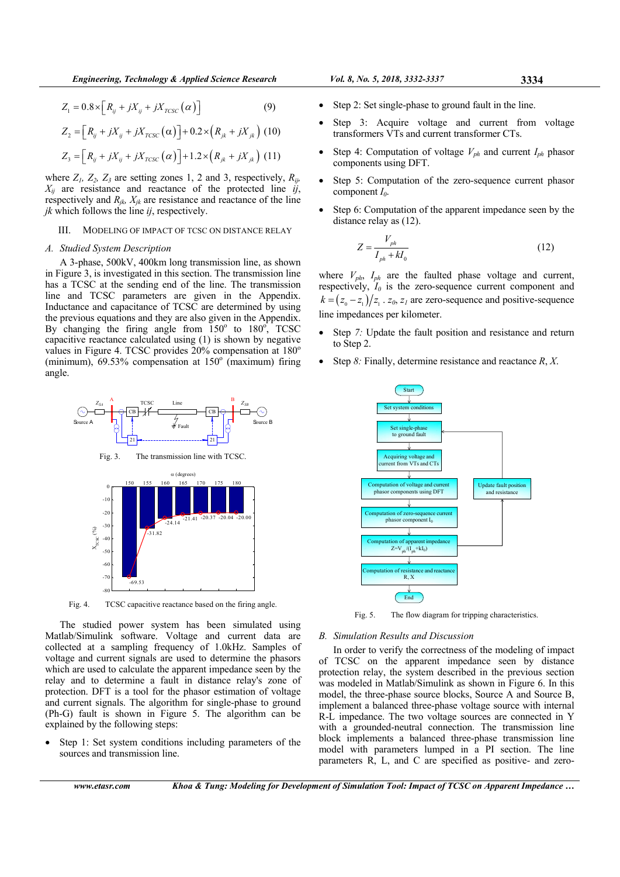$$Z_1 = 0.8 \times \left[ R_{ij} + jX_{ij} + jX_{TCSC}(\alpha) \right] \quad (9)$$

$$Z_2 = \left[ R_{ij} + jX_{ij} + jX_{TCSC}(\alpha) \right] + 0.2 \times \left( R_{jk} + jX_{jk} \right) \quad (10)$$

$$Z_3 = \left[ R_{ij} + jX_{ij} + jX_{TCSC}(\alpha) \right] + 1.2 \times \left( R_{jk} + jX_{jk} \right) \quad (11)$$

where $Z_1$, $Z_2$, $Z_3$ are setting zones 1, 2 and 3, respectively, $R_{ij}$, $X_{ij}$ are resistance and reactance of the protected line *ij*, respectively and $R_{jk}$, $X_{jk}$ are resistance and reactance of the line *jk* which follows the line *ij*, respectively.

## III. MODELING OF IMPACT OF TCSC ON DISTANCE RELAY

### *A. Studied System Description*

A 3-phase, 500kV, 400km long transmission line, as shown in Figure 3, is investigated in this section. The transmission line has a TCSC at the sending end of the line. The transmission line and TCSC parameters are given in the Appendix. Inductance and capacitance of TCSC are determined by using the previous equations and they are also given in the Appendix. By changing the firing angle from 150° to 180°, TCSC capacitive reactance calculated using (1) is shown by negative values in Figure 4. TCSC provides 20% compensation at 180° (minimum), 69.53% compensation at 150° (maximum) firing angle.

$Z_{SA}$ A TCSC Line B $Z_{SB}$
Source A CB Fault CB Source B
21 21

Fig. 3. The transmission line with TCSC.

α (degrees)
150 155 160 165 170 175 180
0 -10 -20 -30 -40 -50 -60 -70 -80
$X_{TCSC}$ (%)
-69.53 -31.82 -24.14 -21.41 -20.37 -20.04 -20.00

Fig. 4. TCSC capacitive reactance based on the firing angle.

The studied power system has been simulated using Matlab/Simulink software. Voltage and current data are collected at a sampling frequency of 1.0kHz. Samples of voltage and current signals are used to determine the phasors which are used to calculate the apparent impedance seen by the relay and to determine a fault in distance relay's zone of protection. DFT is a tool for the phasor estimation of voltage and current signals. The algorithm for single-phase to ground (Ph-G) fault is shown in Figure 5. The algorithm can be explained by the following steps:

- Step 1: Set system conditions including parameters of the sources and transmission line.
- Step 2: Set single-phase to ground fault in the line.
- Step 3: Acquire voltage and current from voltage transformers VTs and current transformer CTs.
- Step 4: Computation of voltage $V_{ph}$ and current $I_{ph}$ phasor components using DFT.
- Step 5: Computation of the zero-sequence current phasor component $I_0$.
- Step 6: Computation of the apparent impedance seen by the distance relay as (12).

$$Z = \frac{V_{ph}}{I_{ph} + kI_0} \quad (12)$$

where $V_{ph}$, $I_{ph}$ are the faulted phase voltage and current, respectively, $I_0$ is the zero-sequence current component and $k = (z_0 - z_1)/z_1$. $z_0$, $z_1$ are zero-sequence and positive-sequence line impedances per kilometer.

- Step *7:* Update the fault position and resistance and return to Step 2.
- Step *8:* Finally, determine resistance and reactance *R*, *X*.

Start
Set system conditions
Set single-phase to ground fault
Acquiring voltage and current from VTs and CTs
Computation of voltage and current phasor components using DFT
Computation of zero-sequence current phasor component $I_0$
Computation of apparent impedance $Z=V_{ph}/(I_{ph}+kI_0)$
Computation of resistance and reactance R, X
End
Update fault position and resistance

Fig. 5. The flow diagram for tripping characteristics.

### *B. Simulation Results and Discussion*

In order to verify the correctness of the modeling of impact of TCSC on the apparent impedance seen by distance protection relay, the system described in the previous section was modeled in Matlab/Simulink as shown in Figure 6. In this model, the three-phase source blocks, Source A and Source B, implement a balanced three-phase voltage source with internal R-L impedance. The two voltage sources are connected in Y with a grounded-neutral connection. The transmission line block implements a balanced three-phase transmission line model with parameters lumped in a PI section. The line parameters R, L, and C are specified as positive- and zero-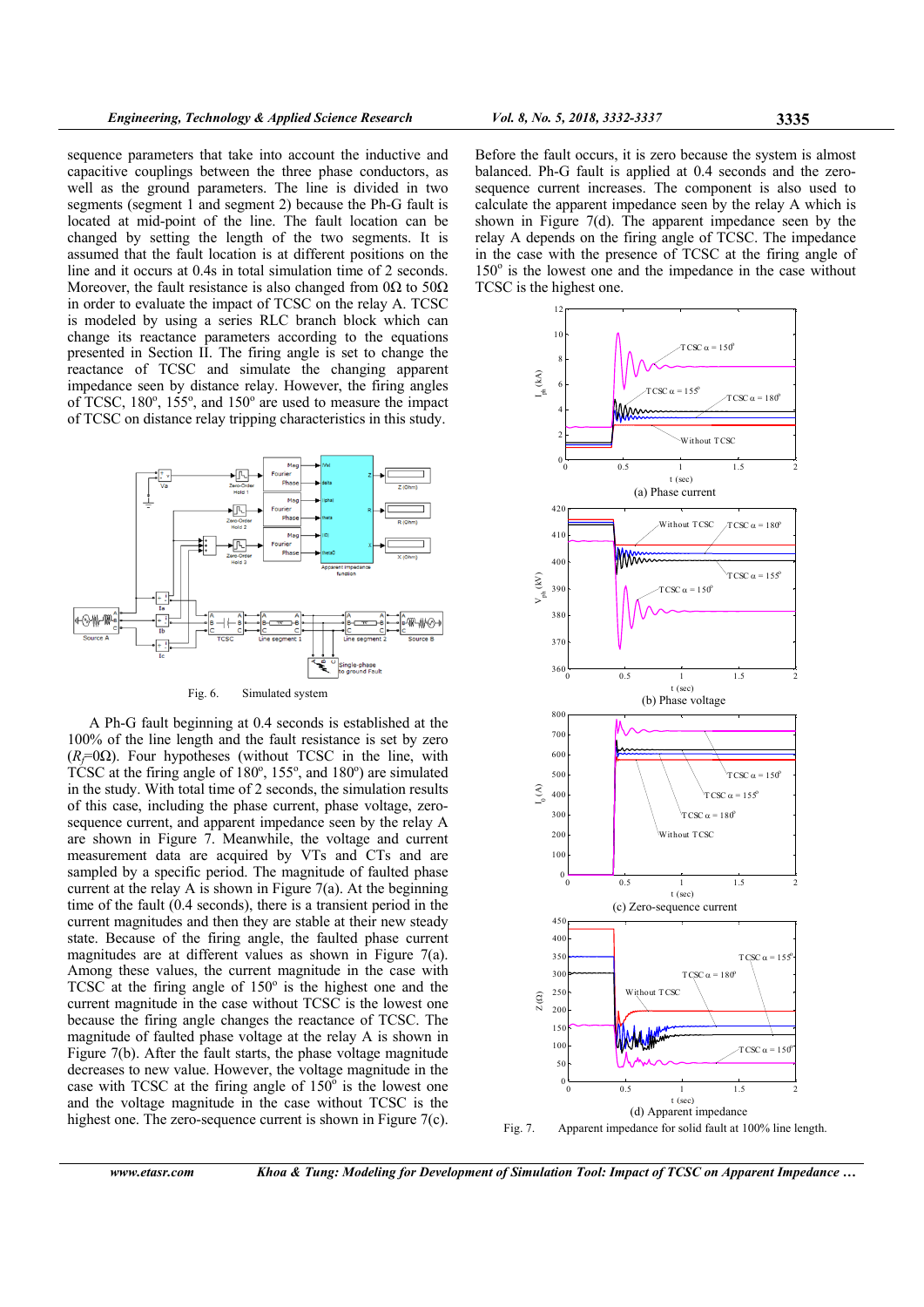sequence parameters that take into account the inductive and capacitive couplings between the three phase conductors, as well as the ground parameters. The line is divided in two segments (segment 1 and segment 2) because the Ph-G fault is located at mid-point of the line. The fault location can be changed by setting the length of the two segments. It is assumed that the fault location is at different positions on the line and it occurs at 0.4s in total simulation time of 2 seconds. Moreover, the fault resistance is also changed from 0Ω to 50Ω in order to evaluate the impact of TCSC on the relay A. TCSC is modeled by using a series RLC branch block which can change its reactance parameters according to the equations presented in Section II. The firing angle is set to change the reactance of TCSC and simulate the changing apparent impedance seen by distance relay. However, the firing angles of TCSC, 180°, 155°, and 150° are used to measure the impact of TCSC on distance relay tripping characteristics in this study.

Va
Zero-Order Hold 1
Zero-Order Hold 2
Zero-Order Hold 3
Fourier
Mag
Phase
|Va|
delta
|Ipha|
theta
|I0|
theta0
Z
R
X
Z (Ohm)
R (Ohm)
X (Ohm)
Apparent impedance function
Ia
Ib
Ic
Source A
TCSC
Line segment 1
Line segment 2
Source B
Single-phase to ground Fault

Fig. 6. Simulated system

A Ph-G fault beginning at 0.4 seconds is established at the 100% of the line length and the fault resistance is set by zero ($R_f$=0Ω). Four hypotheses (without TCSC in the line, with TCSC at the firing angle of 180°, 155°, and 180°) are simulated in the study. With total time of 2 seconds, the simulation results of this case, including the phase current, phase voltage, zero-sequence current, and apparent impedance seen by the relay A are shown in Figure 7. Meanwhile, the voltage and current measurement data are acquired by VTs and CTs and are sampled by a specific period. The magnitude of faulted phase current at the relay A is shown in Figure 7(a). At the beginning time of the fault (0.4 seconds), there is a transient period in the current magnitudes and then they are stable at their new steady state. Because of the firing angle, the faulted phase current magnitudes are at different values as shown in Figure 7(a). Among these values, the current magnitude in the case with TCSC at the firing angle of 150° is the highest one and the current magnitude in the case without TCSC is the lowest one because the firing angle changes the reactance of TCSC. The magnitude of faulted phase voltage at the relay A is shown in Figure 7(b). After the fault starts, the phase voltage magnitude decreases to new value. However, the voltage magnitude in the case with TCSC at the firing angle of 150° is the lowest one and the voltage magnitude in the case without TCSC is the highest one. The zero-sequence current is shown in Figure 7(c). Before the fault occurs, it is zero because the system is almost balanced. Ph-G fault is applied at 0.4 seconds and the zero-sequence current increases. The component is also used to calculate the apparent impedance seen by the relay A which is shown in Figure 7(d). The apparent impedance seen by the relay A depends on the firing angle of TCSC. The impedance in the case with the presence of TCSC at the firing angle of 150° is the lowest one and the impedance in the case without TCSC is the highest one.

$I_{ph}$ (kA)
TCSC α = 150°
TCSC α = 155°
TCSC α = 180°
Without TCSC
t (sec)

(a) Phase current

$V_{ph}$ (kV)
Without TCSC
TCSC α = 180°
TCSC α = 155°
TCSC α = 150°
t (sec)

(b) Phase voltage

$I_0$ (A)
TCSC α = 150°
TCSC α = 155°
TCSC α = 180°
Without TCSC
t (sec)

(c) Zero-sequence current

Z (Ω)
TCSC α = 155°
TCSC α = 180°
Without TCSC
TCSC α = 150°
t (sec)

(d) Apparent impedance

Fig. 7. Apparent impedance for solid fault at 100% line length.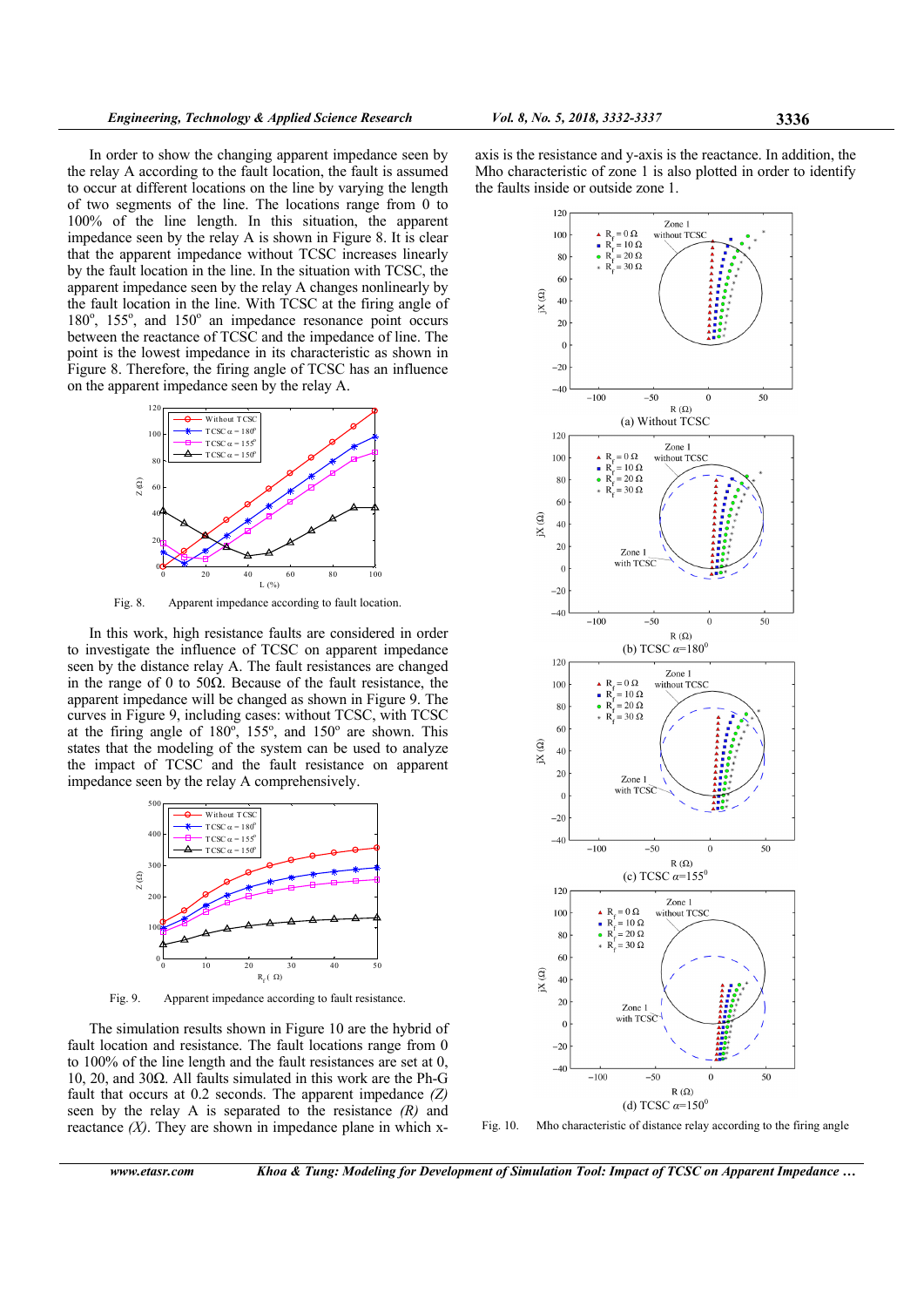In order to show the changing apparent impedance seen by the relay A according to the fault location, the fault is assumed to occur at different locations on the line by varying the length of two segments of the line. The locations range from 0 to 100% of the line length. In this situation, the apparent impedance seen by the relay A is shown in Figure 8. It is clear that the apparent impedance without TCSC increases linearly by the fault location in the line. In the situation with TCSC, the apparent impedance seen by the relay A changes nonlinearly by the fault location in the line. With TCSC at the firing angle of 180°, 155°, and 150° an impedance resonance point occurs between the reactance of TCSC and the impedance of line. The point is the lowest impedance in its characteristic as shown in Figure 8. Therefore, the firing angle of TCSC has an influence on the apparent impedance seen by the relay A.

Without TCSC
TCSC α = 180°
TCSC α = 155°
TCSC α = 150°
Z (Ω)
L (%)
0 20 40 60 80 100
0 20 40 60 80 100 120

Fig. 8. Apparent impedance according to fault location.

In this work, high resistance faults are considered in order to investigate the influence of TCSC on apparent impedance seen by the distance relay A. The fault resistances are changed in the range of 0 to 50Ω. Because of the fault resistance, the apparent impedance will be changed as shown in Figure 9. The curves in Figure 9, including cases: without TCSC, with TCSC at the firing angle of 180°, 155°, and 150° are shown. This states that the modeling of the system can be used to analyze the impact of TCSC and the fault resistance on apparent impedance seen by the relay A comprehensively.

Without TCSC
TCSC α = 180°
TCSC α = 155°
TCSC α = 150°
Z (Ω)
$R_f$ ( Ω)
0 10 20 30 40 50
0 100 200 300 400 500

Fig. 9. Apparent impedance according to fault resistance.

The simulation results shown in Figure 10 are the hybrid of fault location and resistance. The fault locations range from 0 to 100% of the line length and the fault resistances are set at 0, 10, 20, and 30Ω. All faults simulated in this work are the Ph-G fault that occurs at 0.2 seconds. The apparent impedance *(Z)* seen by the relay A is separated to the resistance *(R)* and reactance *(X)*. They are shown in impedance plane in which x-axis is the resistance and y-axis is the reactance. In addition, the Mho characteristic of zone 1 is also plotted in order to identify the faults inside or outside zone 1.

$R_f$ = 0 Ω
$R_f$ = 10 Ω
$R_f$ = 20 Ω
$R_f$ = 30 Ω
Zone 1
without TCSC
jX (Ω)
R (Ω)
−100 −50 0 50
−40 −20 0 20 40 60 80 100 120

(a) Without TCSC

$R_f$ = 0 Ω
$R_f$ = 10 Ω
$R_f$ = 20 Ω
$R_f$ = 30 Ω
Zone 1
without TCSC
Zone 1
with TCSC
jX (Ω)
R (Ω)
−100 −50 0 50
−40 −20 0 20 40 60 80 100 120

(b) TCSC α=180°

$R_f$ = 0 Ω
$R_f$ = 10 Ω
$R_f$ = 20 Ω
$R_f$ = 30 Ω
Zone 1
without TCSC
Zone 1
with TCSC
jX (Ω)
R (Ω)
−100 −50 0 50
−40 −20 0 20 40 60 80 100 120

(c) TCSC α=155°

$R_f$ = 0 Ω
$R_f$ = 10 Ω
$R_f$ = 20 Ω
$R_f$ = 30 Ω
Zone 1
without TCSC
Zone 1
with TCSC
jX (Ω)
R (Ω)
−100 −50 0 50
−40 −20 0 20 40 60 80 100 120

(d) TCSC α=150°

Fig. 10. Mho characteristic of distance relay according to the firing angle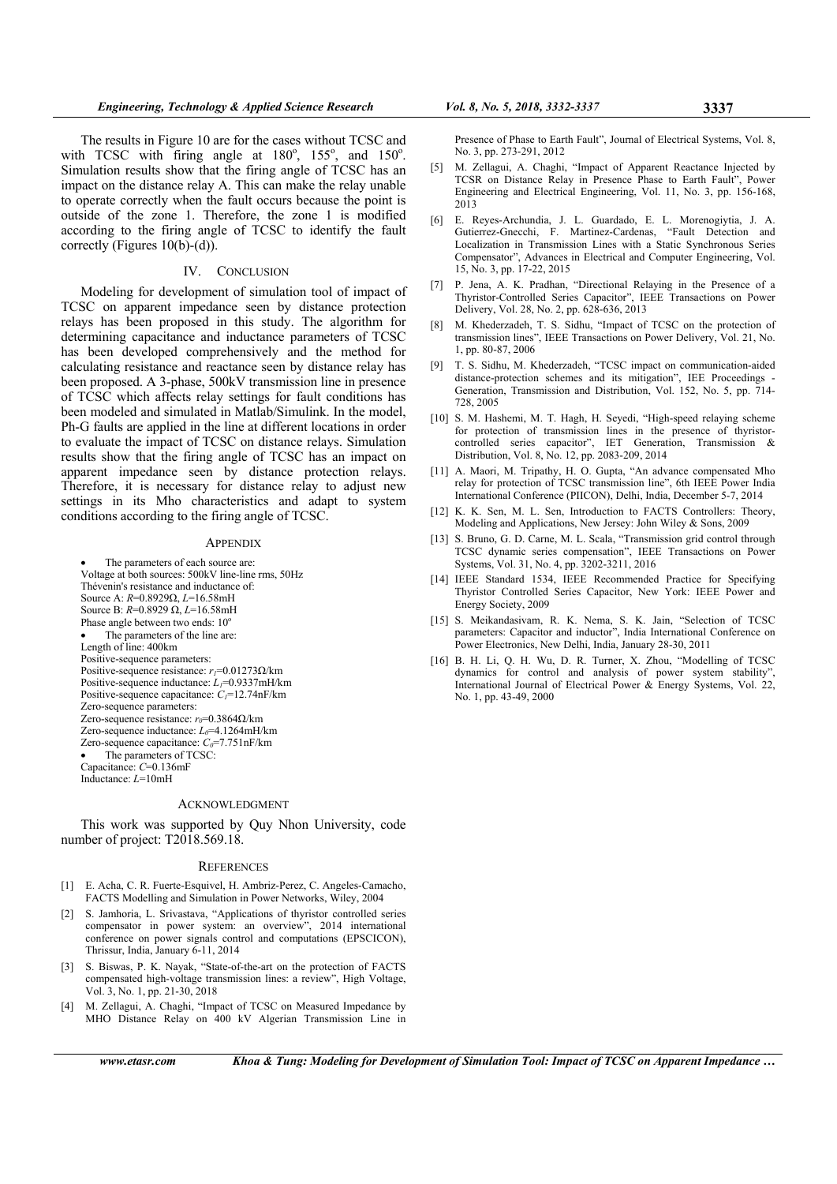The results in Figure 10 are for the cases without TCSC and with TCSC with firing angle at $180^o$, $155^o$, and $150^o$. Simulation results show that the firing angle of TCSC has an impact on the distance relay A. This can make the relay unable to operate correctly when the fault occurs because the point is outside of the zone 1. Therefore, the zone 1 is modified according to the firing angle of TCSC to identify the fault correctly (Figures 10(b)-(d)).

## IV. CONCLUSION

Modeling for development of simulation tool of impact of TCSC on apparent impedance seen by distance protection relays has been proposed in this study. The algorithm for determining capacitance and inductance parameters of TCSC has been developed comprehensively and the method for calculating resistance and reactance seen by distance relay has been proposed. A 3-phase, 500kV transmission line in presence of TCSC which affects relay settings for fault conditions has been modeled and simulated in Matlab/Simulink. In the model, Ph-G faults are applied in the line at different locations in order to evaluate the impact of TCSC on distance relays. Simulation results show that the firing angle of TCSC has an impact on apparent impedance seen by distance protection relays. Therefore, it is necessary for distance relay to adjust new settings in its Mho characteristics and adapt to system conditions according to the firing angle of TCSC.

## APPENDIX

- The parameters of each source are:

Voltage at both sources: 500kV line-line rms, 50Hz
Thévenin's resistance and inductance of:
Source A: $R$=0.8929Ω, $L$=16.58mH
Source B: $R$=0.8929 Ω, $L$=16.58mH
Phase angle between two ends: $10^o$

- The parameters of the line are:

Length of line: 400km
Positive-sequence parameters:
Positive-sequence resistance: $r_1$=0.01273Ω/km
Positive-sequence inductance: $L_1$=0.9337mH/km
Positive-sequence capacitance: $C_1$=12.74nF/km
Zero-sequence parameters:
Zero-sequence resistance: $r_0$=0.3864Ω/km
Zero-sequence inductance: $L_0$=4.1264mH/km
Zero-sequence capacitance: $C_0$=7.751nF/km

- The parameters of TCSC:

Capacitance: $C$=0.136mF
Inductance: $L$=10mH

## ACKNOWLEDGMENT

This work was supported by Quy Nhon University, code number of project: T2018.569.18.

## REFERENCES

[1] E. Acha, C. R. Fuerte-Esquivel, H. Ambriz-Perez, C. Angeles-Camacho, FACTS Modelling and Simulation in Power Networks, Wiley, 2004

[2] S. Jamhoria, L. Srivastava, "Applications of thyristor controlled series compensator in power system: an overview", 2014 international conference on power signals control and computations (EPSCICON), Thrissur, India, January 6-11, 2014

[3] S. Biswas, P. K. Nayak, "State-of-the-art on the protection of FACTS compensated high-voltage transmission lines: a review", High Voltage, Vol. 3, No. 1, pp. 21-30, 2018

[4] M. Zellagui, A. Chaghi, "Impact of TCSC on Measured Impedance by MHO Distance Relay on 400 kV Algerian Transmission Line in Presence of Phase to Earth Fault", Journal of Electrical Systems, Vol. 8, No. 3, pp. 273-291, 2012

[5] M. Zellagui, A. Chaghi, "Impact of Apparent Reactance Injected by TCSR on Distance Relay in Presence Phase to Earth Fault", Power Engineering and Electrical Engineering, Vol. 11, No. 3, pp. 156-168, 2013

[6] E. Reyes-Archundia, J. L. Guardado, E. L. Morenogiytia, J. A. Gutierrez-Gnecchi, F. Martinez-Cardenas, "Fault Detection and Localization in Transmission Lines with a Static Synchronous Series Compensator", Advances in Electrical and Computer Engineering, Vol. 15, No. 3, pp. 17-22, 2015

[7] P. Jena, A. K. Pradhan, "Directional Relaying in the Presence of a Thyristor-Controlled Series Capacitor", IEEE Transactions on Power Delivery, Vol. 28, No. 2, pp. 628-636, 2013

[8] M. Khederzadeh, T. S. Sidhu, "Impact of TCSC on the protection of transmission lines", IEEE Transactions on Power Delivery, Vol. 21, No. 1, pp. 80-87, 2006

[9] T. S. Sidhu, M. Khederzadeh, "TCSC impact on communication-aided distance-protection schemes and its mitigation", IEE Proceedings - Generation, Transmission and Distribution, Vol. 152, No. 5, pp. 714-728, 2005

[10] S. M. Hashemi, M. T. Hagh, H. Seyedi, "High-speed relaying scheme for protection of transmission lines in the presence of thyristor-controlled series capacitor", IET Generation, Transmission & Distribution, Vol. 8, No. 12, pp. 2083-209, 2014

[11] A. Maori, M. Tripathy, H. O. Gupta, "An advance compensated Mho relay for protection of TCSC transmission line", 6th IEEE Power India International Conference (PIICON), Delhi, India, December 5-7, 2014

[12] K. K. Sen, M. L. Sen, Introduction to FACTS Controllers: Theory, Modeling and Applications, New Jersey: John Wiley & Sons, 2009

[13] S. Bruno, G. D. Carne, M. L. Scala, "Transmission grid control through TCSC dynamic series compensation", IEEE Transactions on Power Systems, Vol. 31, No. 4, pp. 3202-3211, 2016

[14] IEEE Standard 1534, IEEE Recommended Practice for Specifying Thyristor Controlled Series Capacitor, New York: IEEE Power and Energy Society, 2009

[15] S. Meikandasivam, R. K. Nema, S. K. Jain, "Selection of TCSC parameters: Capacitor and inductor", India International Conference on Power Electronics, New Delhi, India, January 28-30, 2011

[16] B. H. Li, Q. H. Wu, D. R. Turner, X. Zhou, "Modelling of TCSC dynamics for control and analysis of power system stability", International Journal of Electrical Power & Energy Systems, Vol. 22, No. 1, pp. 43-49, 2000